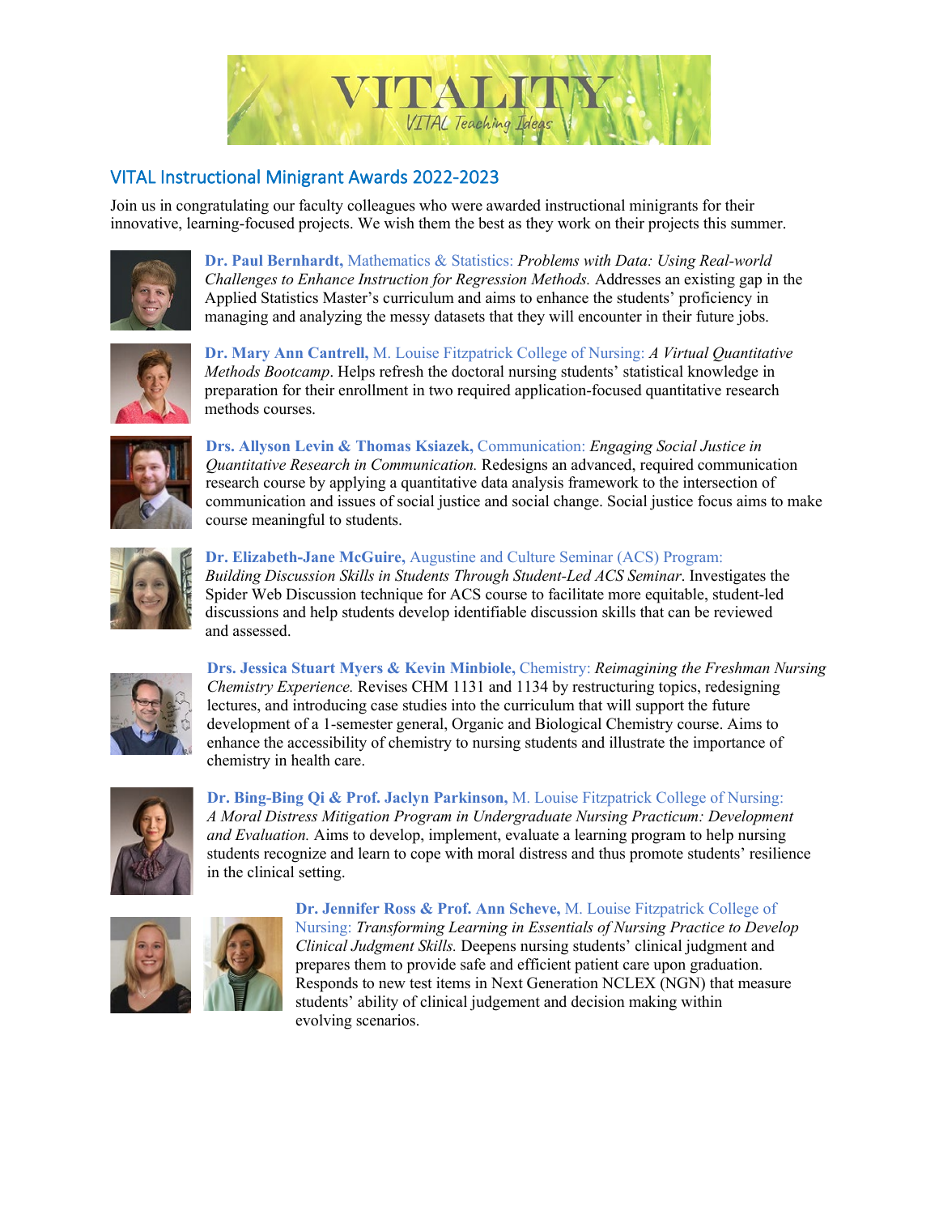VITALITY

VITAL Teaching Ideas

## VITAL Instructional Minigrant Awards 2022-2023

Join us in congratulating our faculty colleagues who were awarded instructional minigrants for their innovative, learning-focused projects. We wish them the best as they work on their projects this summer.

**Dr. Paul Bernhardt,** Mathematics & Statistics: *Problems with Data: Using Real-world Challenges to Enhance Instruction for Regression Methods.* Addresses an existing gap in the Applied Statistics Master's curriculum and aims to enhance the students' proficiency in managing and analyzing the messy datasets that they will encounter in their future jobs.

**Dr. Mary Ann Cantrell,** M. Louise Fitzpatrick College of Nursing: *A Virtual Quantitative Methods Bootcamp*. Helps refresh the doctoral nursing students' statistical knowledge in preparation for their enrollment in two required application-focused quantitative research methods courses.

**Drs. Allyson Levin & Thomas Ksiazek,** Communication: *Engaging Social Justice in Quantitative Research in Communication.* Redesigns an advanced, required communication research course by applying a quantitative data analysis framework to the intersection of communication and issues of social justice and social change. Social justice focus aims to make course meaningful to students.

**Dr. Elizabeth-Jane McGuire,** Augustine and Culture Seminar (ACS) Program: *Building Discussion Skills in Students Through Student-Led ACS Seminar*. Investigates the Spider Web Discussion technique for ACS course to facilitate more equitable, student-led discussions and help students develop identifiable discussion skills that can be reviewed and assessed.

**Drs. Jessica Stuart Myers & Kevin Minbiole,** Chemistry: *Reimagining the Freshman Nursing Chemistry Experience.* Revises CHM 1131 and 1134 by restructuring topics, redesigning lectures, and introducing case studies into the curriculum that will support the future development of a 1-semester general, Organic and Biological Chemistry course. Aims to enhance the accessibility of chemistry to nursing students and illustrate the importance of chemistry in health care.

**Dr. Bing-Bing Qi & Prof. Jaclyn Parkinson,** M. Louise Fitzpatrick College of Nursing: *A Moral Distress Mitigation Program in Undergraduate Nursing Practicum: Development and Evaluation.* Aims to develop, implement, evaluate a learning program to help nursing students recognize and learn to cope with moral distress and thus promote students' resilience in the clinical setting.

**Dr. Jennifer Ross & Prof. Ann Scheve,** M. Louise Fitzpatrick College of Nursing: *Transforming Learning in Essentials of Nursing Practice to Develop Clinical Judgment Skills.* Deepens nursing students' clinical judgment and prepares them to provide safe and efficient patient care upon graduation. Responds to new test items in Next Generation NCLEX (NGN) that measure students' ability of clinical judgement and decision making within evolving scenarios.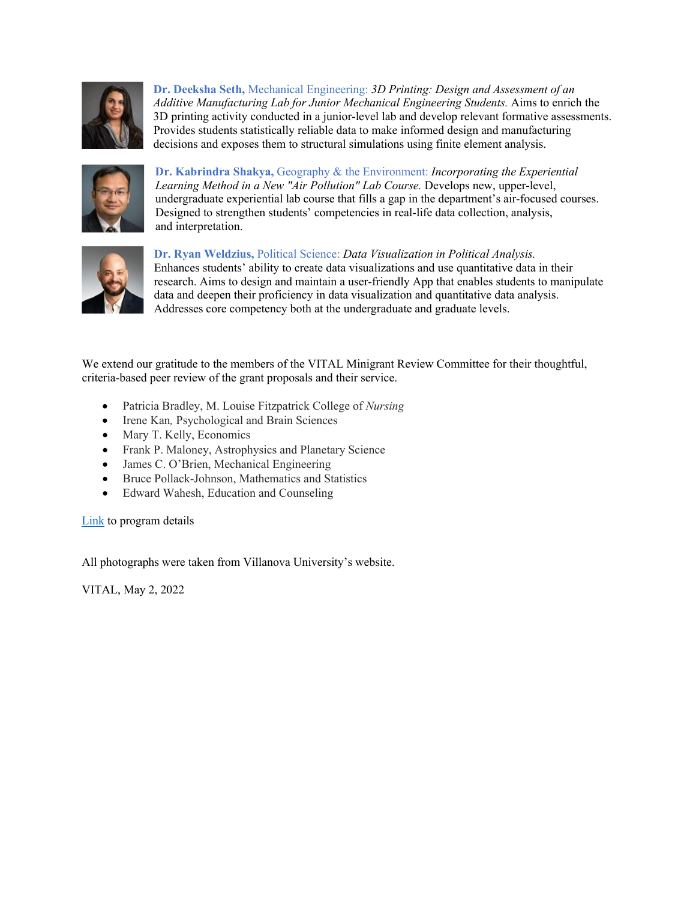**Dr. Deeksha Seth,** Mechanical Engineering: *3D Printing: Design and Assessment of an Additive Manufacturing Lab for Junior Mechanical Engineering Students.* Aims to enrich the 3D printing activity conducted in a junior-level lab and develop relevant formative assessments. Provides students statistically reliable data to make informed design and manufacturing decisions and exposes them to structural simulations using finite element analysis.

**Dr. Kabrindra Shakya,** Geography & the Environment: *Incorporating the Experiential Learning Method in a New "Air Pollution" Lab Course.* Develops new, upper-level, undergraduate experiential lab course that fills a gap in the department's air-focused courses. Designed to strengthen students' competencies in real-life data collection, analysis, and interpretation.

**Dr. Ryan Weldzius,** Political Science: *Data Visualization in Political Analysis.* Enhances students' ability to create data visualizations and use quantitative data in their research. Aims to design and maintain a user-friendly App that enables students to manipulate data and deepen their proficiency in data visualization and quantitative data analysis. Addresses core competency both at the undergraduate and graduate levels.

We extend our gratitude to the members of the VITAL Minigrant Review Committee for their thoughtful, criteria-based peer review of the grant proposals and their service.

- Patricia Bradley, M. Louise Fitzpatrick College of *Nursing*
- Irene Kan, Psychological and Brain Sciences
- Mary T. Kelly, Economics
- Frank P. Maloney, Astrophysics and Planetary Science
- James C. O'Brien, Mechanical Engineering
- Bruce Pollack-Johnson, Mathematics and Statistics
- Edward Wahesh, Education and Counseling

Link to program details

All photographs were taken from Villanova University's website.

VITAL, May 2, 2022